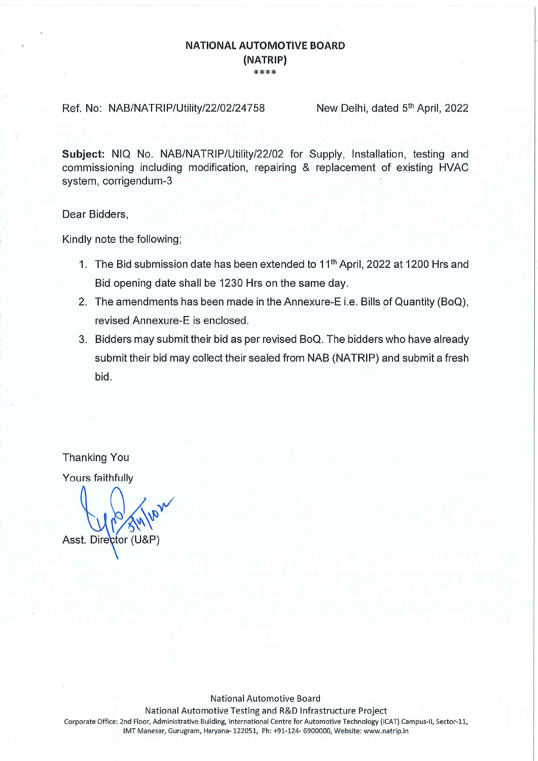# NATIONAL AUTOMOTIVE BOARD
## (NATRIP)

****

Ref. No: NAB/NATRIP/Utility/22/02/24758 New Delhi, dated 5th April, 2022

**Subject:** NIQ No. NAB/NATRIP/Utility/22/02 for Supply, Installation, testing and commissioning including modification, repairing & replacement of existing HVAC system, corrigendum-3

Dear Bidders,

Kindly note the following;

1. The Bid submission date has been extended to 11th April, 2022 at 1200 Hrs and Bid opening date shall be 1230 Hrs on the same day.
2. The amendments has been made in the Annexure-E i.e. Bills of Quantity (BoQ), revised Annexure-E is enclosed.
3. Bidders may submit their bid as per revised BoQ. The bidders who have already submit their bid may collect their sealed from NAB (NATRIP) and submit a fresh bid.

Thanking You

Yours faithfully

5/4/2022

Asst. Director (U&P)

National Automotive Board

National Automotive Testing and R&D Infrastructure Project

Corporate Office: 2nd Floor, Administrative Building, International Centre for Automotive Technology (ICAT) Campus-II, Sector-11, IMT Manesar, Gurugram, Haryana- 122051, Ph: +91-124- 6900000, Website: www.natrip.in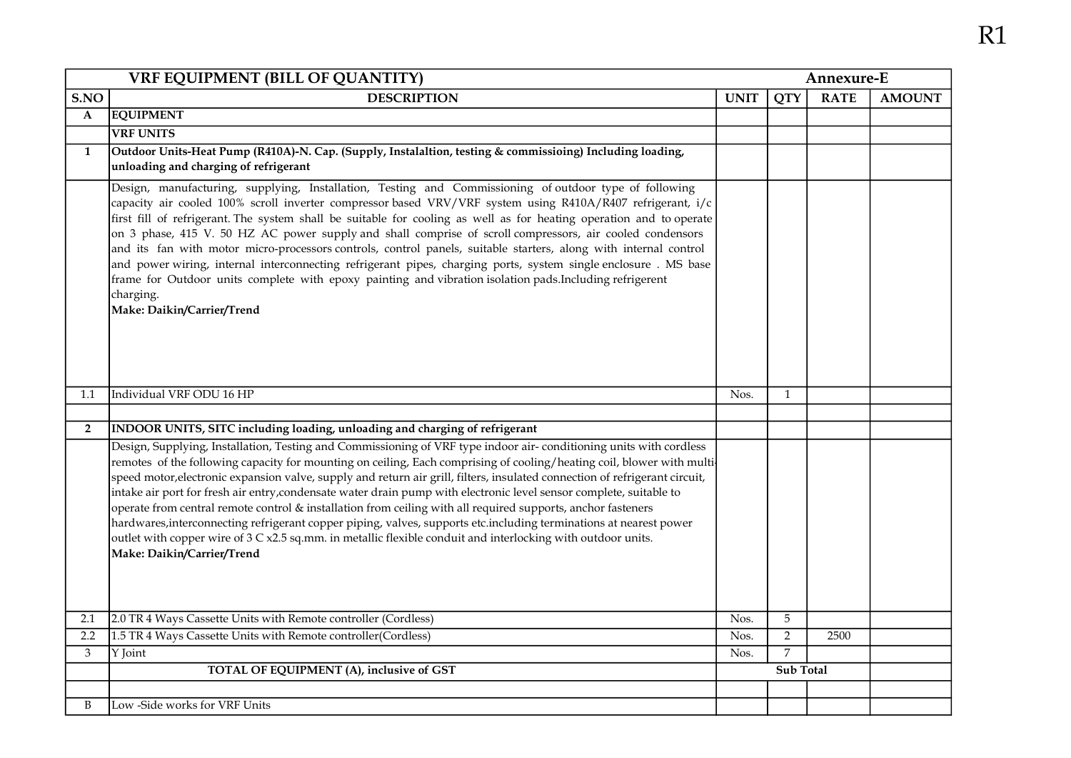R1

| VRF EQUIPMENT (BILL OF QUANTITY) | | | | | Annexure-E |
|---|---|---|---|---|---|
| **S.NO** | **DESCRIPTION** | **UNIT** | **QTY** | **RATE** | **AMOUNT** |
| **A** | **EQUIPMENT** | | | | |
| | **VRF UNITS** | | | | |
| **1** | **Outdoor Units-Heat Pump (R410A)-N. Cap. (Supply, Instalaltion, testing & commissioing) Including loading, unloading and charging of refrigerant** | | | | |
| | Design, manufacturing, supplying, Installation, Testing and Commissioning of outdoor type of following capacity air cooled 100% scroll inverter compressor based VRV/VRF system using R410A/R407 refrigerant, i/c first fill of refrigerant. The system shall be suitable for cooling as well as for heating operation and to operate on 3 phase, 415 V. 50 HZ AC power supply and shall comprise of scroll compressors, air cooled condensors and its fan with motor micro-processors controls, control panels, suitable starters, along with internal control and power wiring, internal interconnecting refrigerant pipes, charging ports, system single enclosure . MS base frame for Outdoor units complete with epoxy painting and vibration isolation pads.Including refrigerent charging. **Make: Daikin/Carrier/Trend** | | | | |
| 1.1 | Individual VRF ODU 16 HP | Nos. | 1 | | |
| | | | | | |
| **2** | **INDOOR UNITS, SITC including loading, unloading and charging of refrigerant** | | | | |
| | Design, Supplying, Installation, Testing and Commissioning of VRF type indoor air- conditioning units with cordless remotes of the following capacity for mounting on ceiling, Each comprising of cooling/heating coil, blower with multi-speed motor,electronic expansion valve, supply and return air grill, filters, insulated connection of refrigerant circuit, intake air port for fresh air entry,condensate water drain pump with electronic level sensor complete, suitable to operate from central remote control & installation from ceiling with all required supports, anchor fasteners hardwares,interconnecting refrigerant copper piping, valves, supports etc.including terminations at nearest power outlet with copper wire of 3 C x2.5 sq.mm. in metallic flexible conduit and interlocking with outdoor units. **Make: Daikin/Carrier/Trend** | | | | |
| 2.1 | 2.0 TR 4 Ways Cassette Units with Remote controller (Cordless) | Nos. | 5 | | |
| 2.2 | 1.5 TR 4 Ways Cassette Units with Remote controller(Cordless) | Nos. | 2 | 2500 | |
| 3 | Y Joint | Nos. | 7 | | |
| | **TOTAL OF EQUIPMENT (A), inclusive of GST** | **Sub Total** | | | |
| | | | | | |
| B | Low -Side works for VRF Units | | | | |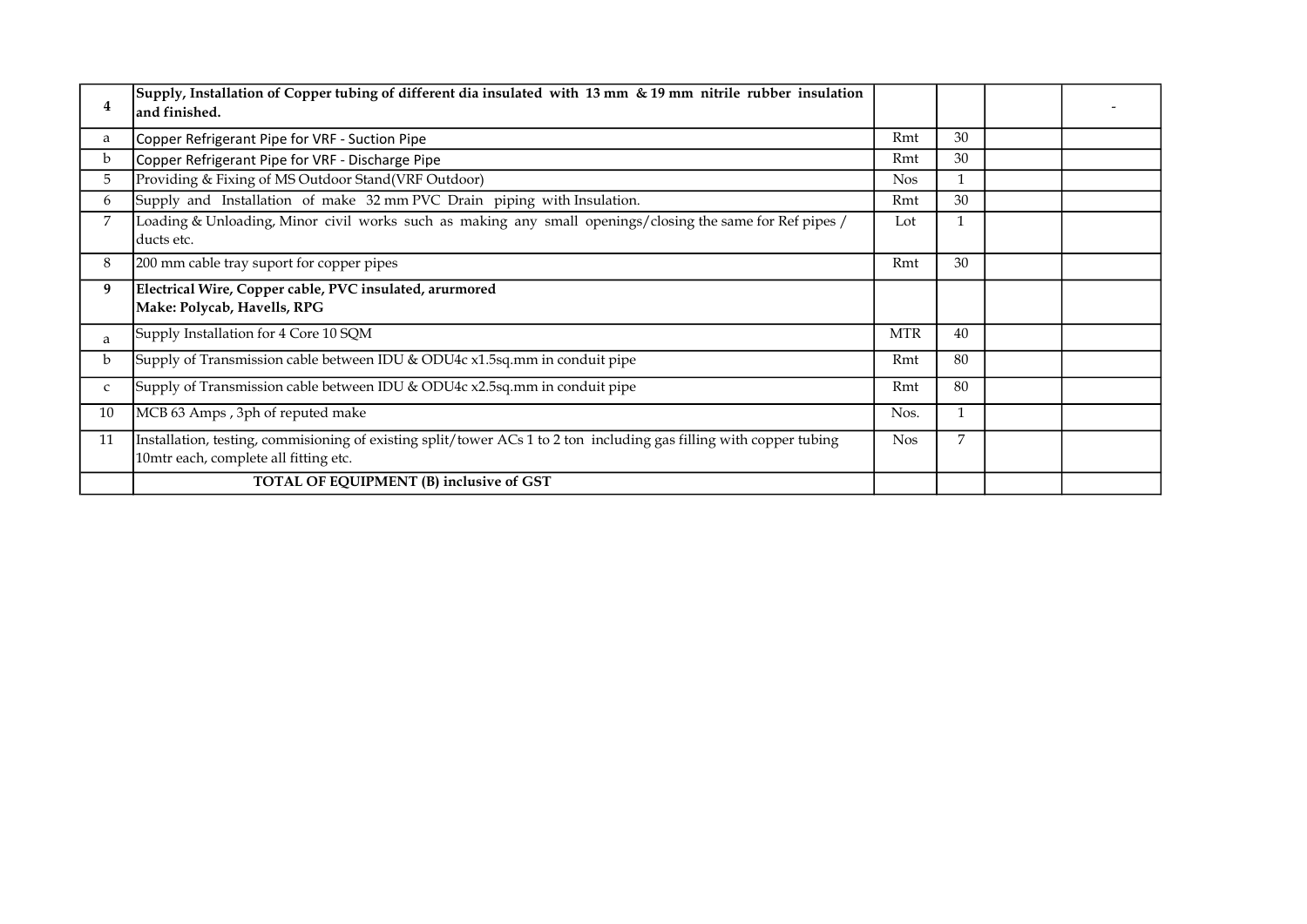| | | | | | |
|---|---|---|---|---|---|
| **4** | **Supply, Installation of Copper tubing of different dia insulated with 13 mm & 19 mm nitrile rubber insulation and finished.** | | | | - |
| a | Copper Refrigerant Pipe for VRF - Suction Pipe | Rmt | 30 | | |
| b | Copper Refrigerant Pipe for VRF - Discharge Pipe | Rmt | 30 | | |
| 5 | Providing & Fixing of MS Outdoor Stand(VRF Outdoor) | Nos | 1 | | |
| 6 | Supply and Installation of make 32 mm PVC Drain piping with Insulation. | Rmt | 30 | | |
| 7 | Loading & Unloading, Minor civil works such as making any small openings/closing the same for Ref pipes / ducts etc. | Lot | 1 | | |
| 8 | 200 mm cable tray suport for copper pipes | Rmt | 30 | | |
| **9** | **Electrical Wire, Copper cable, PVC insulated, arurmored<br>Make: Polycab, Havells, RPG** | | | | |
| a | Supply Installation for 4 Core 10 SQM | MTR | 40 | | |
| b | Supply of Transmission cable between IDU & ODU4c x1.5sq.mm in conduit pipe | Rmt | 80 | | |
| c | Supply of Transmission cable between IDU & ODU4c x2.5sq.mm in conduit pipe | Rmt | 80 | | |
| 10 | MCB 63 Amps , 3ph of reputed make | Nos. | 1 | | |
| 11 | Installation, testing, commisioning of existing split/tower ACs 1 to 2 ton including gas filling with copper tubing 10mtr each, complete all fitting etc. | Nos | 7 | | |
| | **TOTAL OF EQUIPMENT (B) inclusive of GST** | | | | |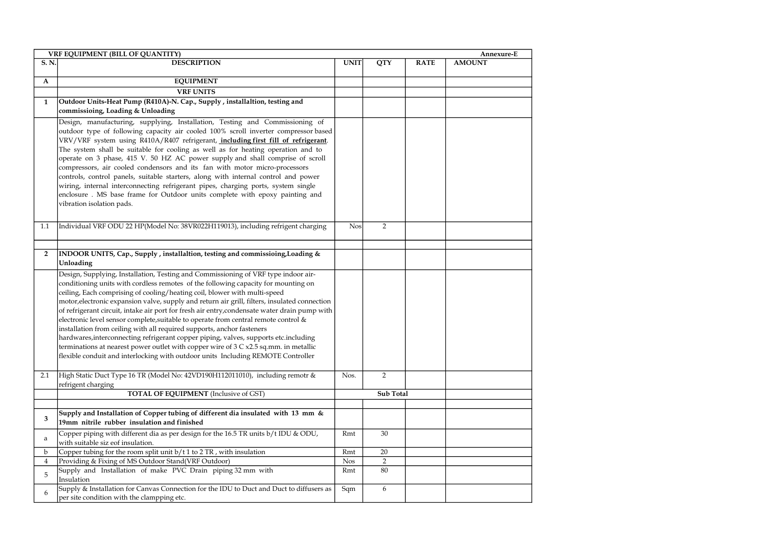| VRF EQUIPMENT (BILL OF QUANTITY) | | | | | Annexure-E |
|---|---|---|---|---|---|
| **S. N.** | **DESCRIPTION** | **UNIT** | **QTY** | **RATE** | **AMOUNT** |
| **A** | **EQUIPMENT** | | | | |
| | **VRF UNITS** | | | | |
| **1** | **Outdoor Units-Heat Pump (R410A)-N. Cap., Supply , installaltion, testing and commissioing, Loading & Unloading** | | | | |
| | Design, manufacturing, supplying, Installation, Testing and Commissioning of outdoor type of following capacity air cooled 100% scroll inverter compressor based VRV/VRF system using R410A/R407 refrigerant, **including first fill of refrigerant**. The system shall be suitable for cooling as well as for heating operation and to operate on 3 phase, 415 V. 50 HZ AC power supply and shall comprise of scroll compressors, air cooled condensors and its fan with motor micro-processors controls, control panels, suitable starters, along with internal control and power wiring, internal interconnecting refrigerant pipes, charging ports, system single enclosure . MS base frame for Outdoor units complete with epoxy painting and vibration isolation pads. | | | | |
| 1.1 | Individual VRF ODU 22 HP(Model No: 38VR022H119013), including refrigent charging | Nos | 2 | | |
| | | | | | |
| **2** | **INDOOR UNITS, Cap., Supply , installaltion, testing and commissioing,Loading & Unloading** | | | | |
| | Design, Supplying, Installation, Testing and Commissioning of VRF type indoor air-conditioning units with cordless remotes of the following capacity for mounting on ceiling, Each comprising of cooling/heating coil, blower with multi-speed motor,electronic expansion valve, supply and return air grill, filters, insulated connection of refrigerant circuit, intake air port for fresh air entry,condensate water drain pump with electronic level sensor complete,suitable to operate from central remote control & installation from ceiling with all required supports, anchor fasteners hardwares,interconnecting refrigerant copper piping, valves, supports etc.including terminations at nearest power outlet with copper wire of 3 C x2.5 sq.mm. in metallic flexible conduit and interlocking with outdoor units Including REMOTE Controller | | | | |
| 2.1 | High Static Duct Type 16 TR (Model No: 42VD190H112011010), including remotr & refrigent charging | Nos. | 2 | | |
| | **TOTAL OF EQUIPMENT** (Inclusive of GST) | | **Sub Total** | | |
| | | | | | |
| **3** | **Supply and Installation of Copper tubing of different dia insulated with 13 mm & 19mm nitrile rubber insulation and finished** | | | | |
| a | Copper piping with different dia as per design for the 16.5 TR units b/t IDU & ODU, with suitable siz eof insulation. | Rmt | 30 | | |
| b | Copper tubing for the room split unit b/t 1 to 2 TR , with insulation | Rmt | 20 | | |
| 4 | Providing & Fixing of MS Outdoor Stand(VRF Outdoor) | Nos | 2 | | |
| 5 | Supply and Installation of make PVC Drain piping 32 mm with Insulation | Rmt | 80 | | |
| 6 | Supply & Installation for Canvas Connection for the IDU to Duct and Duct to diffusers as per site condition with the clampping etc. | Sqm | 6 | | |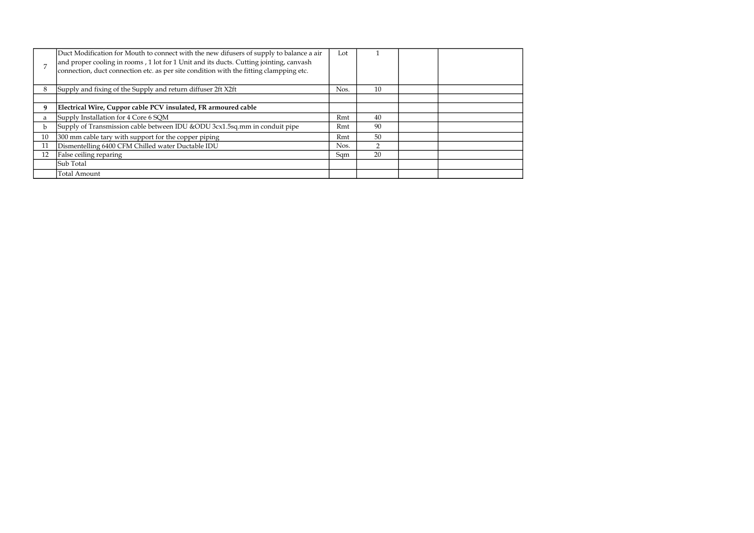| | | | | | |
|---|---|---|---|---|---|
| 7 | Duct Modification for Mouth to connect with the new difusers of supply to balance a air and proper cooling in rooms , 1 lot for 1 Unit and its ducts. Cutting jointing, canvash connection, duct connection etc. as per site condition with the fitting clampping etc. | Lot | 1 | | |
| 8 | Supply and fixing of the Supply and return diffuser 2ft X2ft | Nos. | 10 | | |
| | | | | | |
| **9** | **Electrical Wire, Cuppor cable PCV insulated, FR armoured cable** | | | | |
| a | Supply Installation for 4 Core 6 SQM | Rmt | 40 | | |
| b | Supply of Transmission cable between IDU &ODU 3cx1.5sq.mm in conduit pipe | Rmt | 90 | | |
| 10 | 300 mm cable tary with support for the copper piping | Rmt | 50 | | |
| 11 | Dismentelling 6400 CFM Chilled water Ductable IDU | Nos. | 2 | | |
| 12 | False ceiling reparing | Sqm | 20 | | |
| | Sub Total | | | | |
| | Total Amount | | | | |